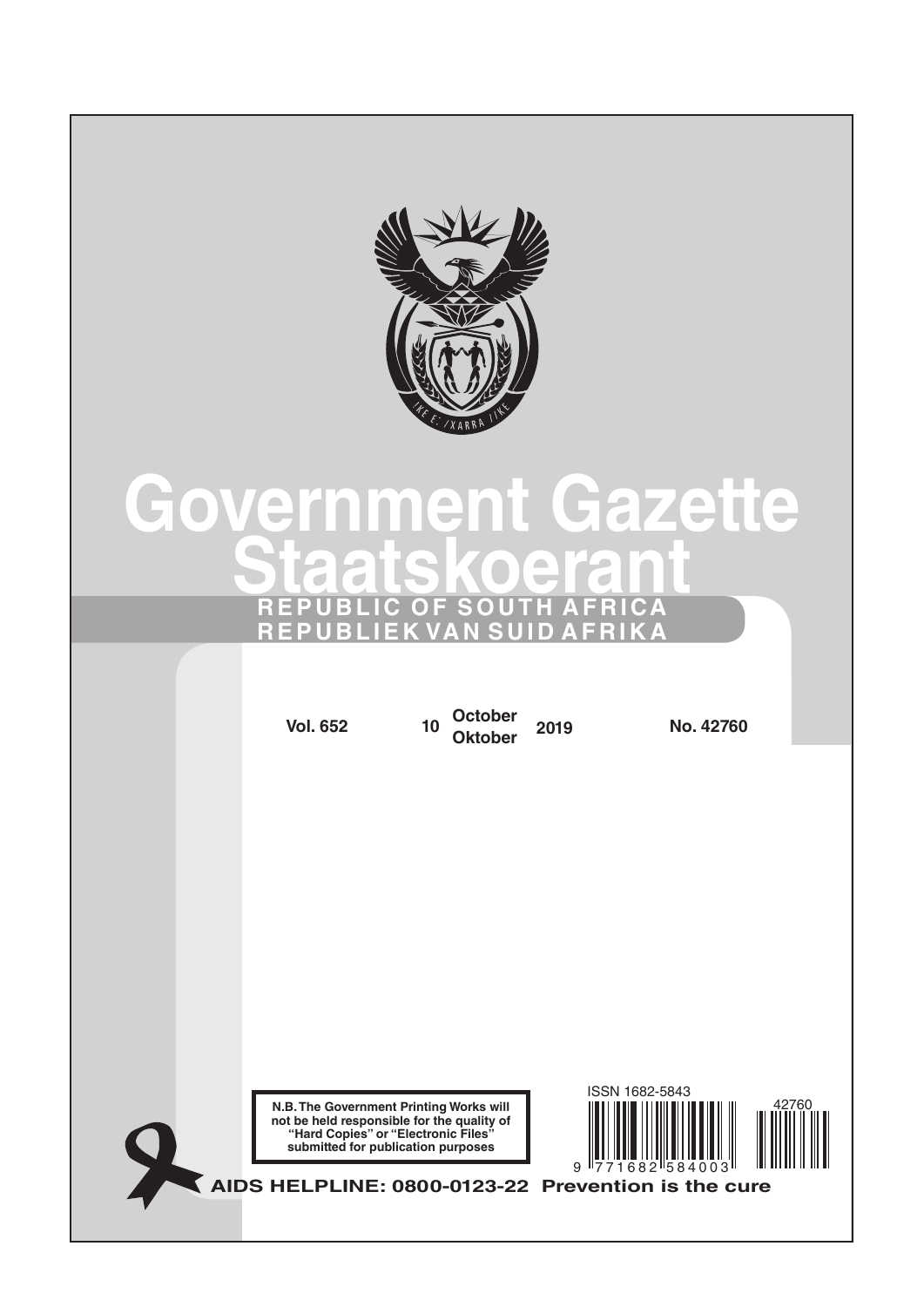# Government Gazette

# Staatskoerant

**REPUBLIC OF SOUTH AFRICA**

**REPUBLIEK VAN SUID AFRIKA**

**Vol. 652** | **10 October / Oktober 2019** | **No. 42760**

**N.B. The Government Printing Works will not be held responsible for the quality of "Hard Copies" or "Electronic Files" submitted for publication purposes**

ISSN 1682-5843

9 771682 584003

42760

**AIDS HELPLINE: 0800-0123-22 Prevention is the cure**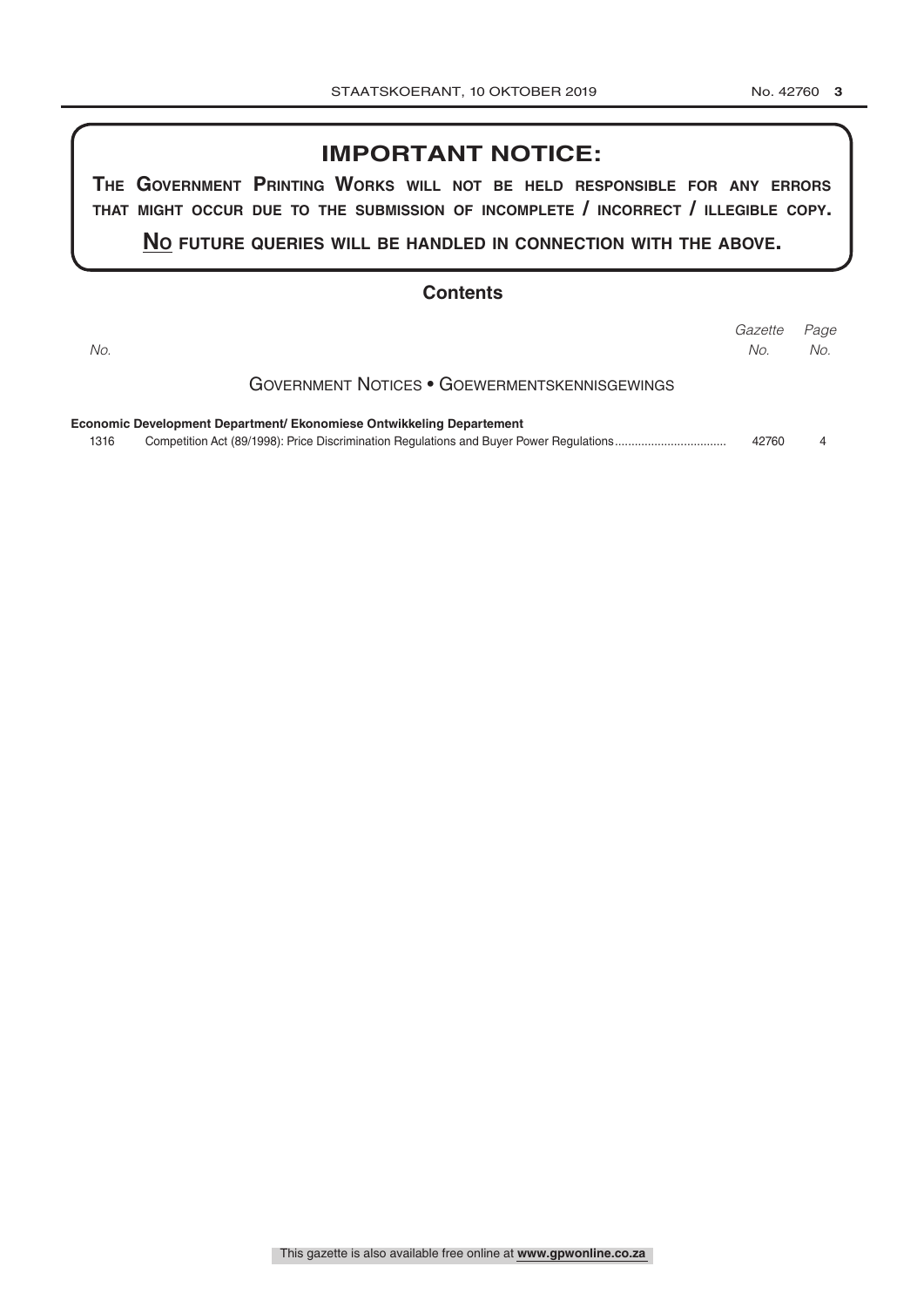## IMPORTANT NOTICE:

**The Government Printing Works will not be held responsible for any errors that might occur due to the submission of incomplete / incorrect / illegible copy.**

**No future queries will be handled in connection with the above.**

## Contents

| *No.* | | *Gazette No.* | *Page No.* |
|---|---|---|---|
| | **Government Notices • Goewermentskennisgewings** | | |
| | **Economic Development Department/ Ekonomiese Ontwikkeling Departement** | | |
| 1316 | Competition Act (89/1998): Price Discrimination Regulations and Buyer Power Regulations | 42760 | 4 |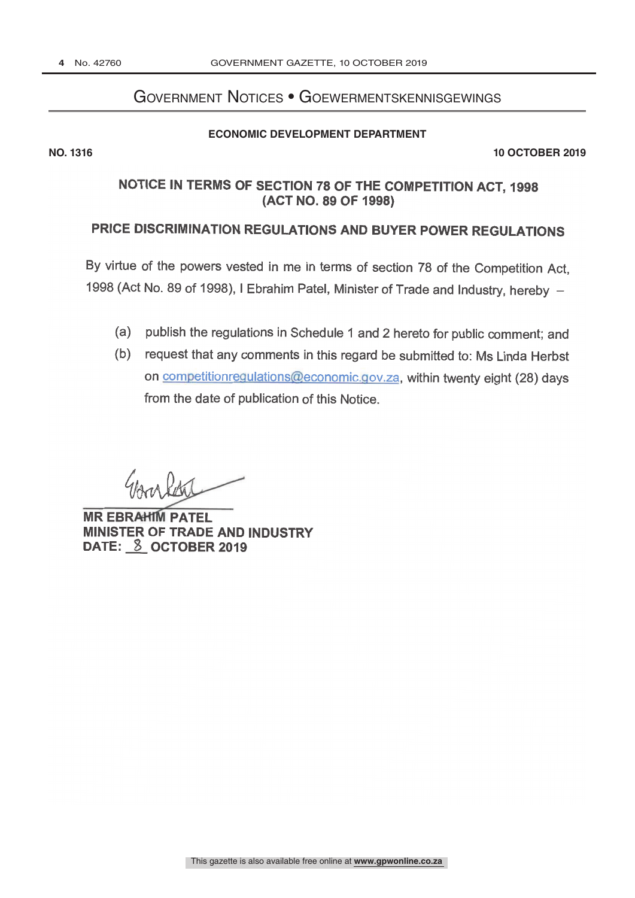# Government Notices • Goewermentskennisgewings

**ECONOMIC DEVELOPMENT DEPARTMENT**

**NO. 1316** **10 OCTOBER 2019**

## NOTICE IN TERMS OF SECTION 78 OF THE COMPETITION ACT, 1998 (ACT NO. 89 OF 1998)

## PRICE DISCRIMINATION REGULATIONS AND BUYER POWER REGULATIONS

By virtue of the powers vested in me in terms of section 78 of the Competition Act, 1998 (Act No. 89 of 1998), I Ebrahim Patel, Minister of Trade and Industry, hereby –

(a) publish the regulations in Schedule 1 and 2 hereto for public comment; and

(b) request that any comments in this regard be submitted to: Ms Linda Herbst on competitionregulations@economic.gov.za, within twenty eight (28) days from the date of publication of this Notice.

**MR EBRAHIM PATEL**
**MINISTER OF TRADE AND INDUSTRY**
**DATE: 8 OCTOBER 2019**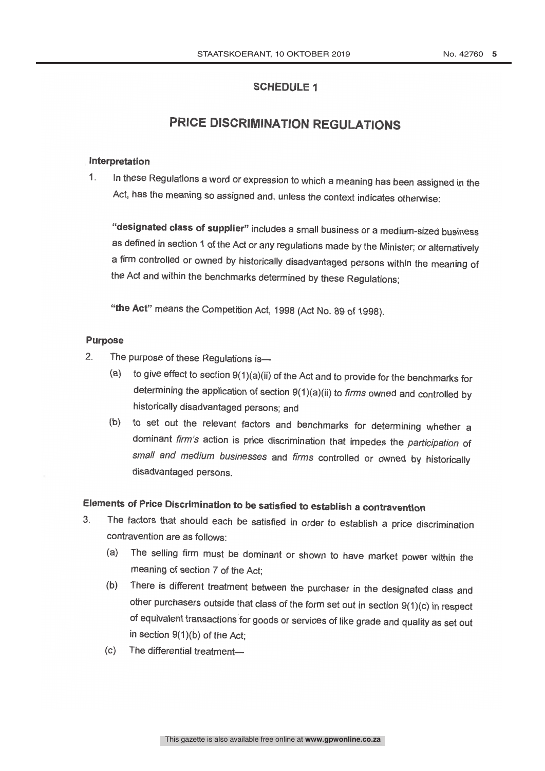## SCHEDULE 1

# PRICE DISCRIMINATION REGULATIONS

### Interpretation

1. In these Regulations a word or expression to which a meaning has been assigned in the Act, has the meaning so assigned and, unless the context indicates otherwise:

   **"designated class of supplier"** includes a small business or a medium-sized business as defined in section 1 of the Act or any regulations made by the Minister; or alternatively a firm controlled or owned by historically disadvantaged persons within the meaning of the Act and within the benchmarks determined by these Regulations;

   **"the Act"** means the Competition Act, 1998 (Act No. 89 of 1998).

### Purpose

2. The purpose of these Regulations is—
   (a) to give effect to section 9(1)(a)(ii) of the Act and to provide for the benchmarks for determining the application of section 9(1)(a)(ii) to *firms* owned and controlled by historically disadvantaged persons; and
   (b) to set out the relevant factors and benchmarks for determining whether a dominant *firm's* action is price discrimination that impedes the *participation* of *small and medium businesses* and *firms* controlled or owned by historically disadvantaged persons.

### Elements of Price Discrimination to be satisfied to establish a contravention

3. The factors that should each be satisfied in order to establish a price discrimination contravention are as follows:
   (a) The selling firm must be dominant or shown to have market power within the meaning of section 7 of the Act;
   (b) There is different treatment between the purchaser in the designated class and other purchasers outside that class of the form set out in section 9(1)(c) in respect of equivalent transactions for goods or services of like grade and quality as set out in section 9(1)(b) of the Act;
   (c) The differential treatment—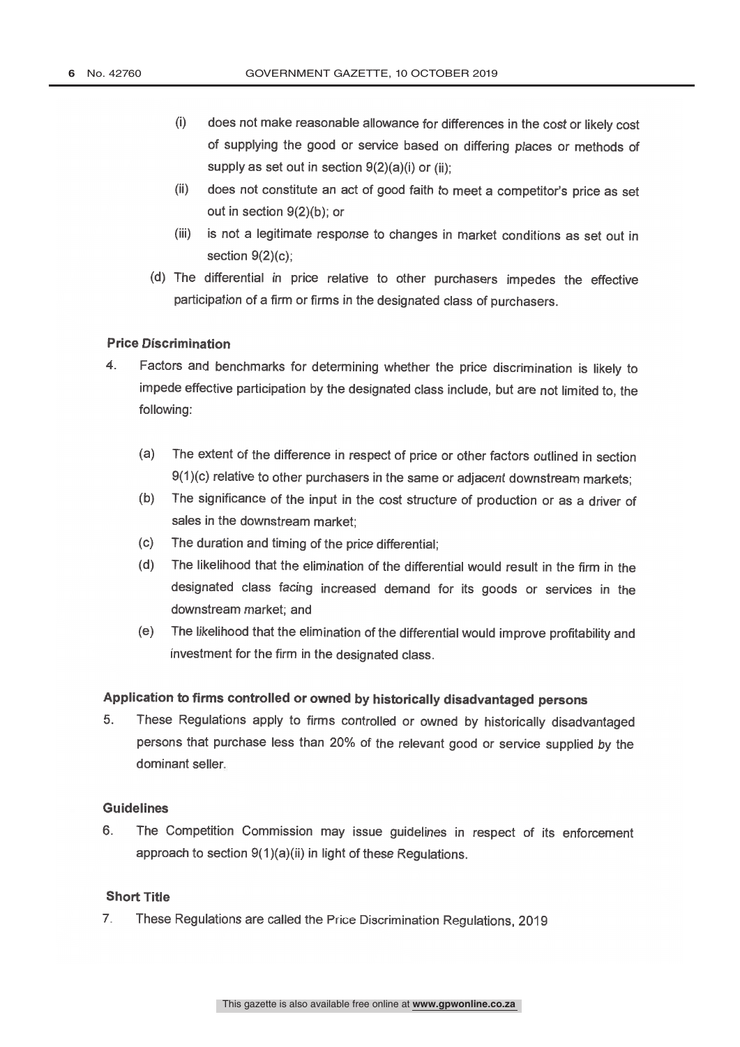(i) does not make reasonable allowance for differences in the cost or likely cost of supplying the good or service based on differing places or methods of supply as set out in section 9(2)(a)(i) or (ii);

(ii) does not constitute an act of good faith to meet a competitor's price as set out in section 9(2)(b); or

(iii) is not a legitimate response to changes in market conditions as set out in section 9(2)(c);

(d) The differential in price relative to other purchasers impedes the effective participation of a firm or firms in the designated class of purchasers.

**Price Discrimination**

4. Factors and benchmarks for determining whether the price discrimination is likely to impede effective participation by the designated class include, but are not limited to, the following:

(a) The extent of the difference in respect of price or other factors outlined in section 9(1)(c) relative to other purchasers in the same or adjacent downstream markets;

(b) The significance of the input in the cost structure of production or as a driver of sales in the downstream market;

(c) The duration and timing of the price differential;

(d) The likelihood that the elimination of the differential would result in the firm in the designated class facing increased demand for its goods or services in the downstream market; and

(e) The likelihood that the elimination of the differential would improve profitability and investment for the firm in the designated class.

**Application to firms controlled or owned by historically disadvantaged persons**

5. These Regulations apply to firms controlled or owned by historically disadvantaged persons that purchase less than 20% of the relevant good or service supplied by the dominant seller.

**Guidelines**

6. The Competition Commission may issue guidelines in respect of its enforcement approach to section 9(1)(a)(ii) in light of these Regulations.

**Short Title**

7. These Regulations are called the Price Discrimination Regulations, 2019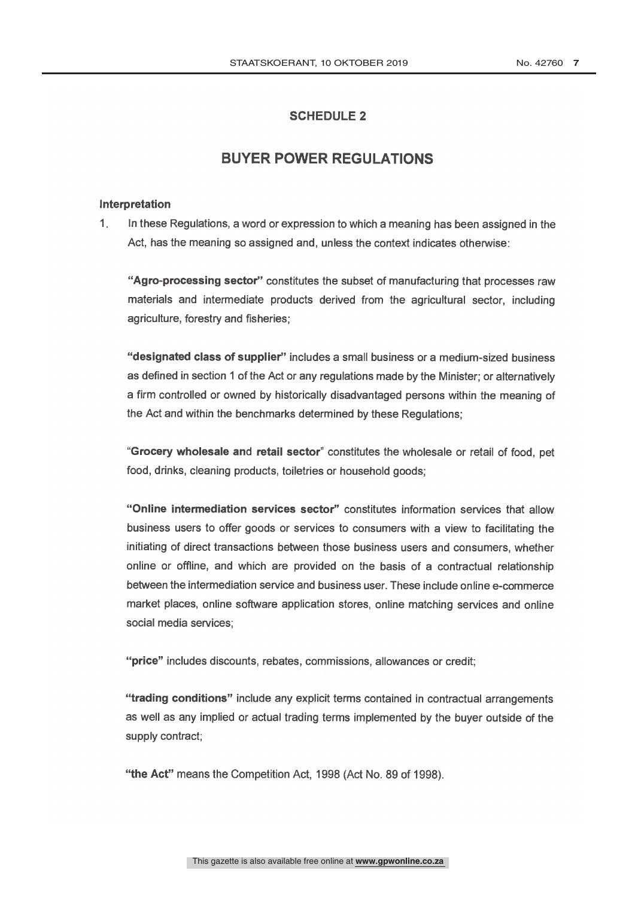## SCHEDULE 2

# BUYER POWER REGULATIONS

### Interpretation

1. In these Regulations, a word or expression to which a meaning has been assigned in the Act, has the meaning so assigned and, unless the context indicates otherwise:

   **"Agro-processing sector"** constitutes the subset of manufacturing that processes raw materials and intermediate products derived from the agricultural sector, including agriculture, forestry and fisheries;

   **"designated class of supplier"** includes a small business or a medium-sized business as defined in section 1 of the Act or any regulations made by the Minister; or alternatively a firm controlled or owned by historically disadvantaged persons within the meaning of the Act and within the benchmarks determined by these Regulations;

   "**Grocery wholesale and retail sector**" constitutes the wholesale or retail of food, pet food, drinks, cleaning products, toiletries or household goods;

   **"Online intermediation services sector"** constitutes information services that allow business users to offer goods or services to consumers with a view to facilitating the initiating of direct transactions between those business users and consumers, whether online or offline, and which are provided on the basis of a contractual relationship between the intermediation service and business user. These include online e-commerce market places, online software application stores, online matching services and online social media services;

   **"price"** includes discounts, rebates, commissions, allowances or credit;

   **"trading conditions"** include any explicit terms contained in contractual arrangements as well as any implied or actual trading terms implemented by the buyer outside of the supply contract;

   **"the Act"** means the Competition Act, 1998 (Act No. 89 of 1998).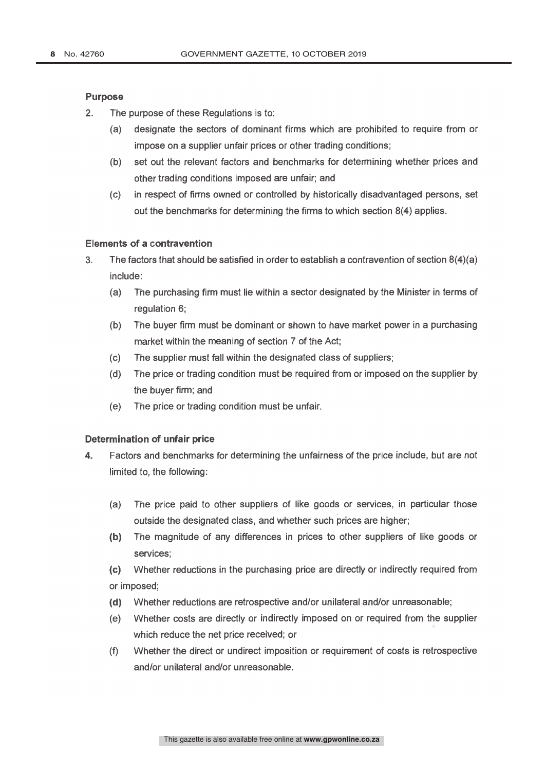**Purpose**

2. The purpose of these Regulations is to:

   (a) designate the sectors of dominant firms which are prohibited to require from or impose on a supplier unfair prices or other trading conditions;

   (b) set out the relevant factors and benchmarks for determining whether prices and other trading conditions imposed are unfair; and

   (c) in respect of firms owned or controlled by historically disadvantaged persons, set out the benchmarks for determining the firms to which section 8(4) applies.

**Elements of a contravention**

3. The factors that should be satisfied in order to establish a contravention of section 8(4)(a) include:

   (a) The purchasing firm must lie within a sector designated by the Minister in terms of regulation 6;

   (b) The buyer firm must be dominant or shown to have market power in a purchasing market within the meaning of section 7 of the Act;

   (c) The supplier must fall within the designated class of suppliers;

   (d) The price or trading condition must be required from or imposed on the supplier by the buyer firm; and

   (e) The price or trading condition must be unfair.

**Determination of unfair price**

4. Factors and benchmarks for determining the unfairness of the price include, but are not limited to, the following:

   (a) The price paid to other suppliers of like goods or services, in particular those outside the designated class, and whether such prices are higher;

   **(b)** The magnitude of any differences in prices to other suppliers of like goods or services;

   **(c)** Whether reductions in the purchasing price are directly or indirectly required from or imposed;

   **(d)** Whether reductions are retrospective and/or unilateral and/or unreasonable;

   (e) Whether costs are directly or indirectly imposed on or required from the supplier which reduce the net price received; or

   (f) Whether the direct or undirect imposition or requirement of costs is retrospective and/or unilateral and/or unreasonable.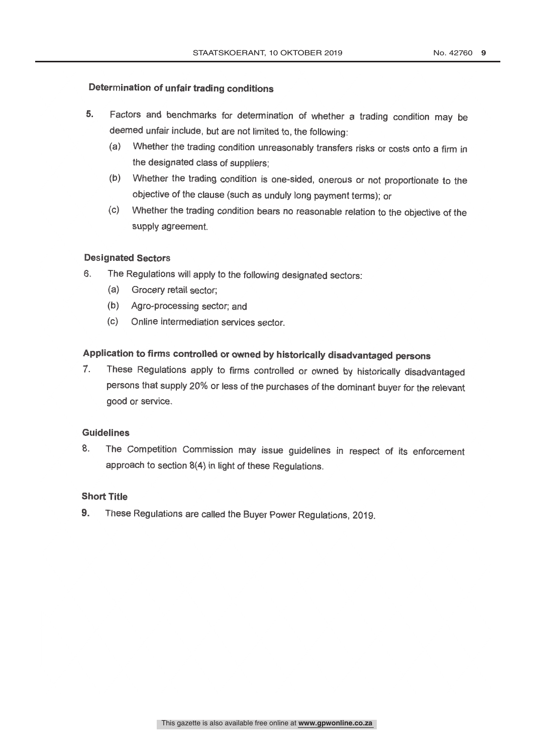### Determination of unfair trading conditions

5. Factors and benchmarks for determination of whether a trading condition may be deemed unfair include, but are not limited to, the following:
   (a) Whether the trading condition unreasonably transfers risks or costs onto a firm in the designated class of suppliers;
   (b) Whether the trading condition is one-sided, onerous or not proportionate to the objective of the clause (such as unduly long payment terms); or
   (c) Whether the trading condition bears no reasonable relation to the objective of the supply agreement.

### Designated Sectors

6. The Regulations will apply to the following designated sectors:
   (a) Grocery retail sector;
   (b) Agro-processing sector; and
   (c) Online intermediation services sector.

### Application to firms controlled or owned by historically disadvantaged persons

7. These Regulations apply to firms controlled or owned by historically disadvantaged persons that supply 20% or less of the purchases of the dominant buyer for the relevant good or service.

### Guidelines

8. The Competition Commission may issue guidelines in respect of its enforcement approach to section 8(4) in light of these Regulations.

### Short Title

9. These Regulations are called the Buyer Power Regulations, 2019.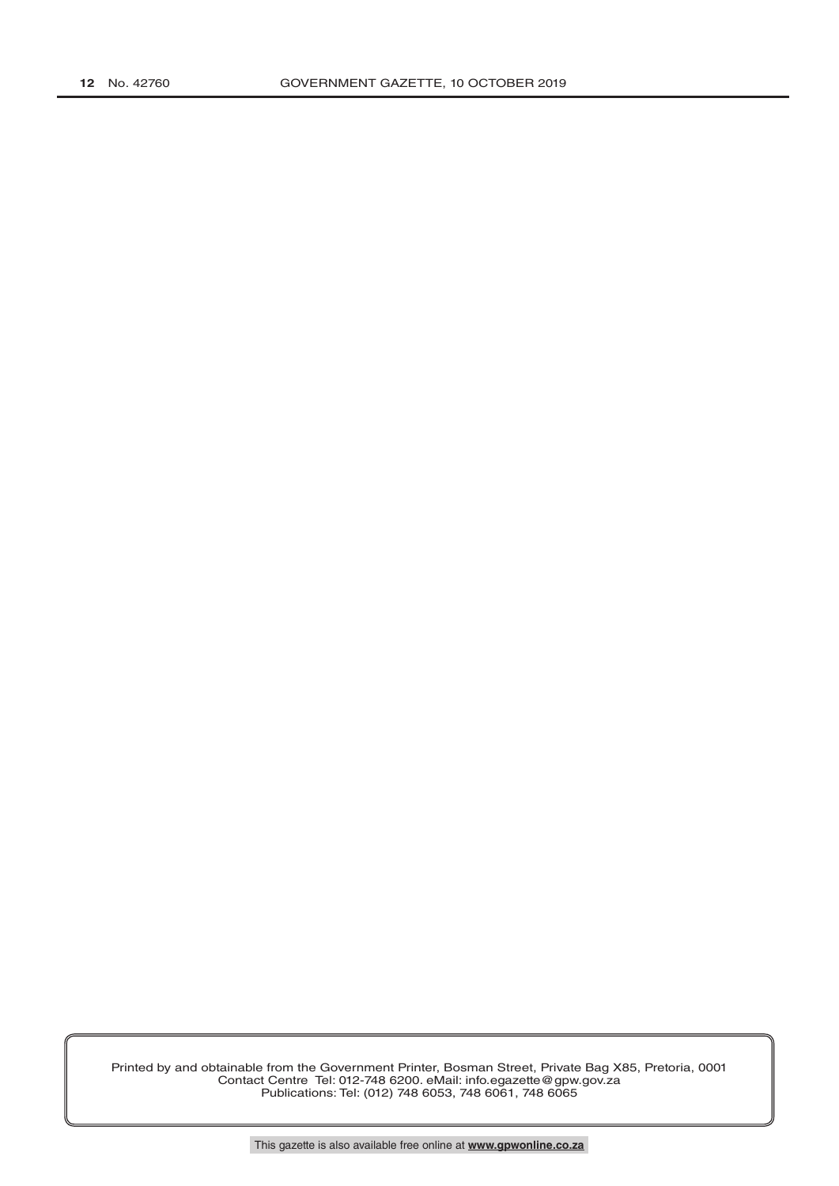Printed by and obtainable from the Government Printer, Bosman Street, Private Bag X85, Pretoria, 0001
Contact Centre Tel: 012-748 6200. eMail: info.egazette@gpw.gov.za
Publications: Tel: (012) 748 6053, 748 6061, 748 6065

This gazette is also available free online at **www.gpwonline.co.za**